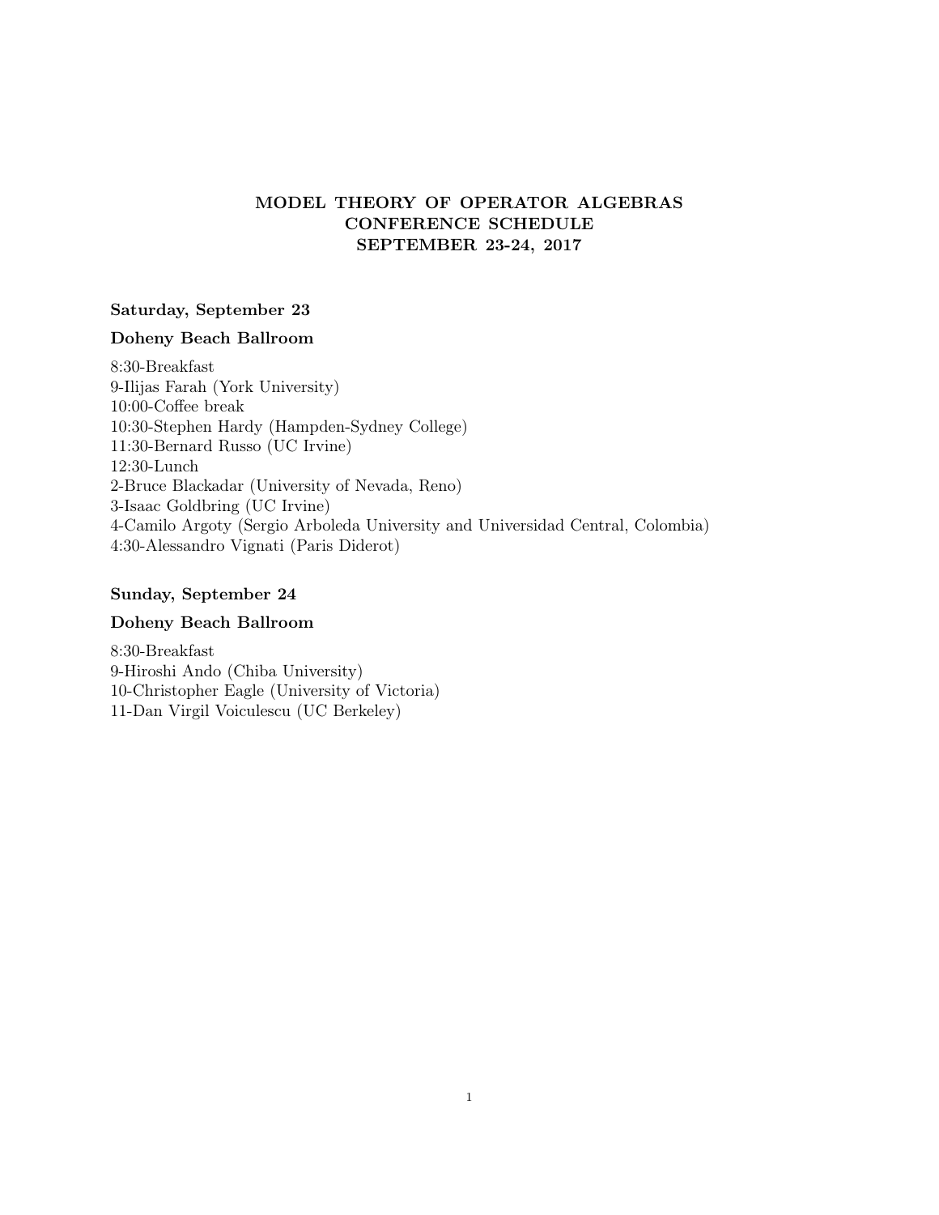# MODEL THEORY OF OPERATOR ALGEBRAS
# CONFERENCE SCHEDULE
# SEPTEMBER 23-24, 2017

## Saturday, September 23

### Doheny Beach Ballroom

8:30-Breakfast
9-Ilijas Farah (York University)
10:00-Coffee break
10:30-Stephen Hardy (Hampden-Sydney College)
11:30-Bernard Russo (UC Irvine)
12:30-Lunch
2-Bruce Blackadar (University of Nevada, Reno)
3-Isaac Goldbring (UC Irvine)
4-Camilo Argoty (Sergio Arboleda University and Universidad Central, Colombia)
4:30-Alessandro Vignati (Paris Diderot)

## Sunday, September 24

### Doheny Beach Ballroom

8:30-Breakfast
9-Hiroshi Ando (Chiba University)
10-Christopher Eagle (University of Victoria)
11-Dan Virgil Voiculescu (UC Berkeley)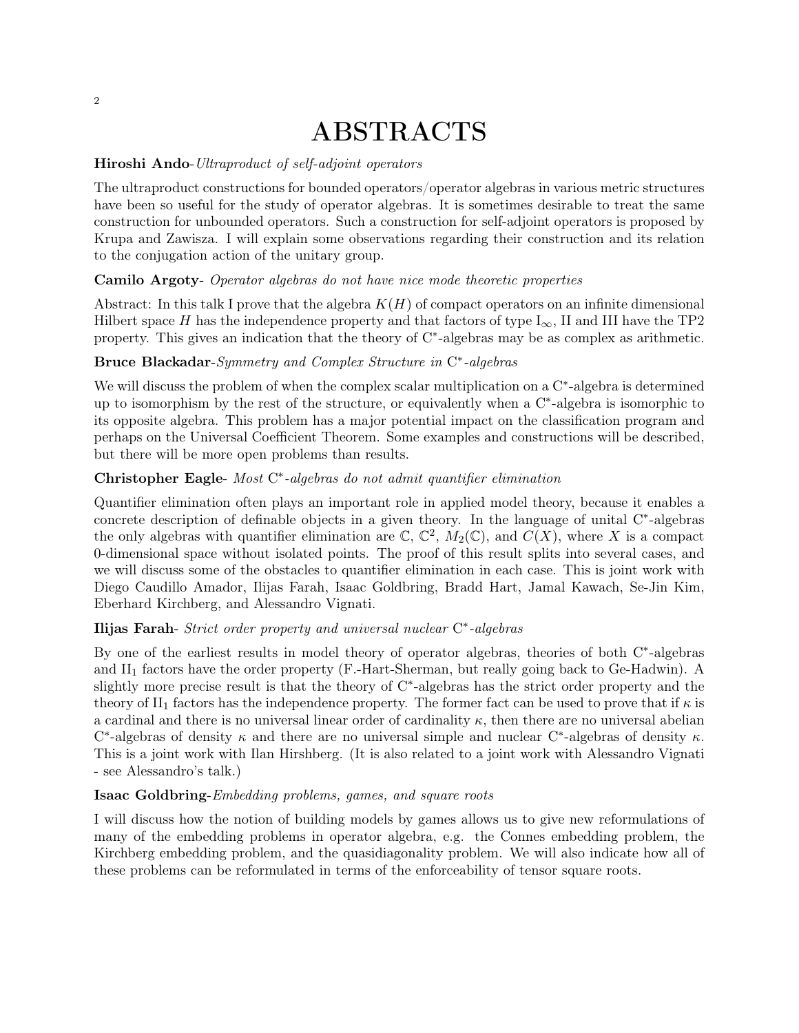# ABSTRACTS

**Hiroshi Ando**-*Ultraproduct of self-adjoint operators*

The ultraproduct constructions for bounded operators/operator algebras in various metric structures have been so useful for the study of operator algebras. It is sometimes desirable to treat the same construction for unbounded operators. Such a construction for self-adjoint operators is proposed by Krupa and Zawisza. I will explain some observations regarding their construction and its relation to the conjugation action of the unitary group.

**Camilo Argoty**- *Operator algebras do not have nice mode theoretic properties*

Abstract: In this talk I prove that the algebra $K(H)$ of compact operators on an infinite dimensional Hilbert space $H$ has the independence property and that factors of type $\mathrm{I}_\infty$, II and III have the TP2 property. This gives an indication that the theory of C$^*$-algebras may be as complex as arithmetic.

**Bruce Blackadar**-*Symmetry and Complex Structure in* C$^*$*-algebras*

We will discuss the problem of when the complex scalar multiplication on a C$^*$-algebra is determined up to isomorphism by the rest of the structure, or equivalently when a C$^*$-algebra is isomorphic to its opposite algebra. This problem has a major potential impact on the classification program and perhaps on the Universal Coefficient Theorem. Some examples and constructions will be described, but there will be more open problems than results.

**Christopher Eagle**- *Most* C$^*$*-algebras do not admit quantifier elimination*

Quantifier elimination often plays an important role in applied model theory, because it enables a concrete description of definable objects in a given theory. In the language of unital C$^*$-algebras the only algebras with quantifier elimination are $\mathbb{C}$, $\mathbb{C}^2$, $M_2(\mathbb{C})$, and $C(X)$, where $X$ is a compact 0-dimensional space without isolated points. The proof of this result splits into several cases, and we will discuss some of the obstacles to quantifier elimination in each case. This is joint work with Diego Caudillo Amador, Ilijas Farah, Isaac Goldbring, Bradd Hart, Jamal Kawach, Se-Jin Kim, Eberhard Kirchberg, and Alessandro Vignati.

**Ilijas Farah**- *Strict order property and universal nuclear* C$^*$*-algebras*

By one of the earliest results in model theory of operator algebras, theories of both C$^*$-algebras and $\mathrm{II}_1$ factors have the order property (F.-Hart-Sherman, but really going back to Ge-Hadwin). A slightly more precise result is that the theory of C$^*$-algebras has the strict order property and the theory of $\mathrm{II}_1$ factors has the independence property. The former fact can be used to prove that if $\kappa$ is a cardinal and there is no universal linear order of cardinality $\kappa$, then there are no universal abelian C$^*$-algebras of density $\kappa$ and there are no universal simple and nuclear C$^*$-algebras of density $\kappa$. This is a joint work with Ilan Hirshberg. (It is also related to a joint work with Alessandro Vignati - see Alessandro's talk.)

**Isaac Goldbring**-*Embedding problems, games, and square roots*

I will discuss how the notion of building models by games allows us to give new reformulations of many of the embedding problems in operator algebra, e.g. the Connes embedding problem, the Kirchberg embedding problem, and the quasidiagonality problem. We will also indicate how all of these problems can be reformulated in terms of the enforceability of tensor square roots.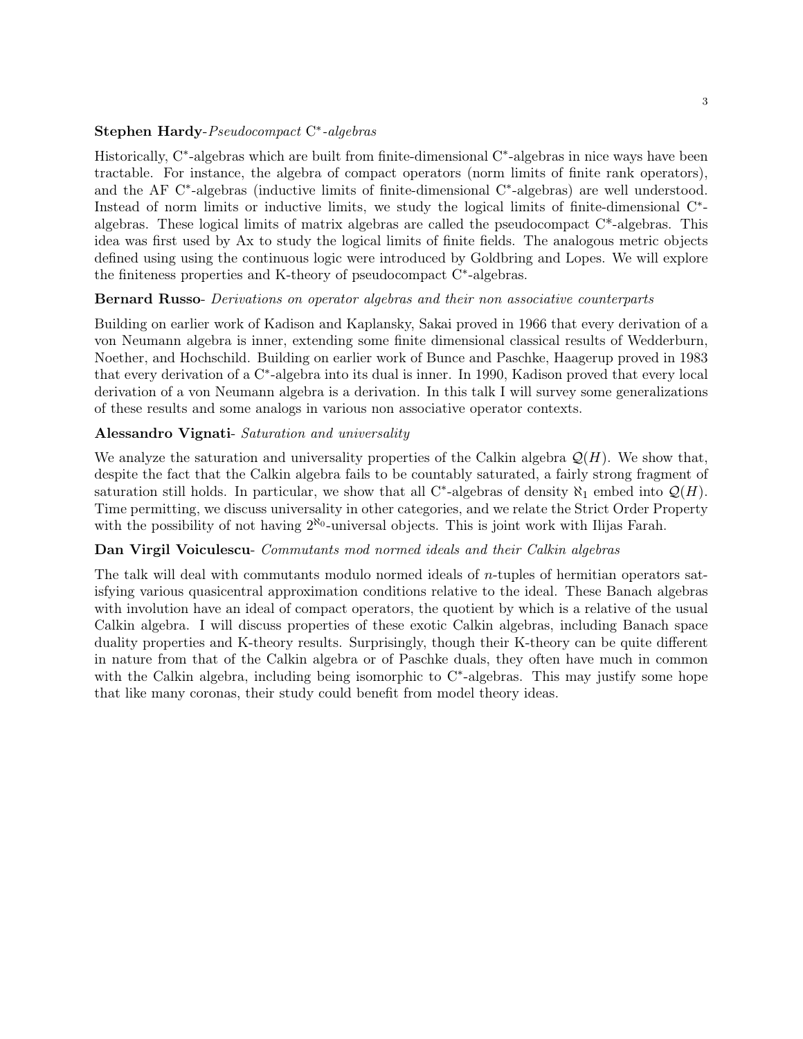**Stephen Hardy**- *Pseudocompact* $\mathrm{C}^*$*-algebras*

Historically, $\mathrm{C}^*$-algebras which are built from finite-dimensional $\mathrm{C}^*$-algebras in nice ways have been tractable. For instance, the algebra of compact operators (norm limits of finite rank operators), and the AF $\mathrm{C}^*$-algebras (inductive limits of finite-dimensional $\mathrm{C}^*$-algebras) are well understood. Instead of norm limits or inductive limits, we study the logical limits of finite-dimensional $\mathrm{C}^*$-algebras. These logical limits of matrix algebras are called the pseudocompact C*-algebras. This idea was first used by Ax to study the logical limits of finite fields. The analogous metric objects defined using using the continuous logic were introduced by Goldbring and Lopes. We will explore the finiteness properties and K-theory of pseudocompact C*-algebras.

**Bernard Russo**- *Derivations on operator algebras and their non associative counterparts*

Building on earlier work of Kadison and Kaplansky, Sakai proved in 1966 that every derivation of a von Neumann algebra is inner, extending some finite dimensional classical results of Wedderburn, Noether, and Hochschild. Building on earlier work of Bunce and Paschke, Haagerup proved in 1983 that every derivation of a $\mathrm{C}^*$-algebra into its dual is inner. In 1990, Kadison proved that every local derivation of a von Neumann algebra is a derivation. In this talk I will survey some generalizations of these results and some analogs in various non associative operator contexts.

**Alessandro Vignati**- *Saturation and universality*

We analyze the saturation and universality properties of the Calkin algebra $\mathcal{Q}(H)$. We show that, despite the fact that the Calkin algebra fails to be countably saturated, a fairly strong fragment of saturation still holds. In particular, we show that all $\mathrm{C}^*$-algebras of density $\aleph_1$ embed into $\mathcal{Q}(H)$. Time permitting, we discuss universality in other categories, and we relate the Strict Order Property with the possibility of not having $2^{\aleph_0}$-universal objects. This is joint work with Ilijas Farah.

**Dan Virgil Voiculescu**- *Commutants mod normed ideals and their Calkin algebras*

The talk will deal with commutants modulo normed ideals of $n$-tuples of hermitian operators satisfying various quasicentral approximation conditions relative to the ideal. These Banach algebras with involution have an ideal of compact operators, the quotient by which is a relative of the usual Calkin algebra. I will discuss properties of these exotic Calkin algebras, including Banach space duality properties and K-theory results. Surprisingly, though their K-theory can be quite different in nature from that of the Calkin algebra or of Paschke duals, they often have much in common with the Calkin algebra, including being isomorphic to $\mathrm{C}^*$-algebras. This may justify some hope that like many coronas, their study could benefit from model theory ideas.